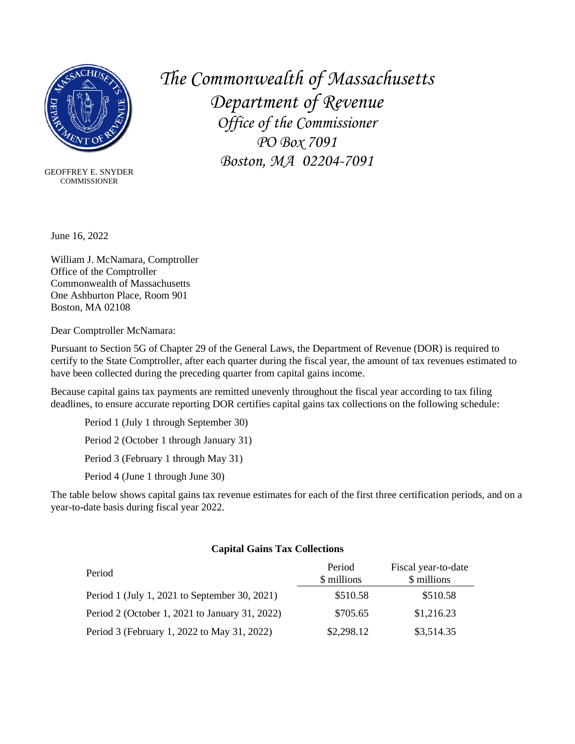# *The Commonwealth of Massachusetts*
## *Department of Revenue*
### *Office of the Commissioner*
*PO Box 7091*

*Boston, MA 02204-7091*

GEOFFREY E. SNYDER
COMMISSIONER

June 16, 2022

William J. McNamara, Comptroller
Office of the Comptroller
Commonwealth of Massachusetts
One Ashburton Place, Room 901
Boston, MA 02108

Dear Comptroller McNamara:

Pursuant to Section 5G of Chapter 29 of the General Laws, the Department of Revenue (DOR) is required to certify to the State Comptroller, after each quarter during the fiscal year, the amount of tax revenues estimated to have been collected during the preceding quarter from capital gains income.

Because capital gains tax payments are remitted unevenly throughout the fiscal year according to tax filing deadlines, to ensure accurate reporting DOR certifies capital gains tax collections on the following schedule:

Period 1 (July 1 through September 30)

Period 2 (October 1 through January 31)

Period 3 (February 1 through May 31)

Period 4 (June 1 through June 30)

The table below shows capital gains tax revenue estimates for each of the first three certification periods, and on a year-to-date basis during fiscal year 2022.

**Capital Gains Tax Collections**

| Period | Period \$ millions | Fiscal year-to-date \$ millions |
|---|---|---|
| Period 1 (July 1, 2021 to September 30, 2021) | $510.58 | $510.58 |
| Period 2 (October 1, 2021 to January 31, 2022) | $705.65 | $1,216.23 |
| Period 3 (February 1, 2022 to May 31, 2022) | $2,298.12 | $3,514.35 |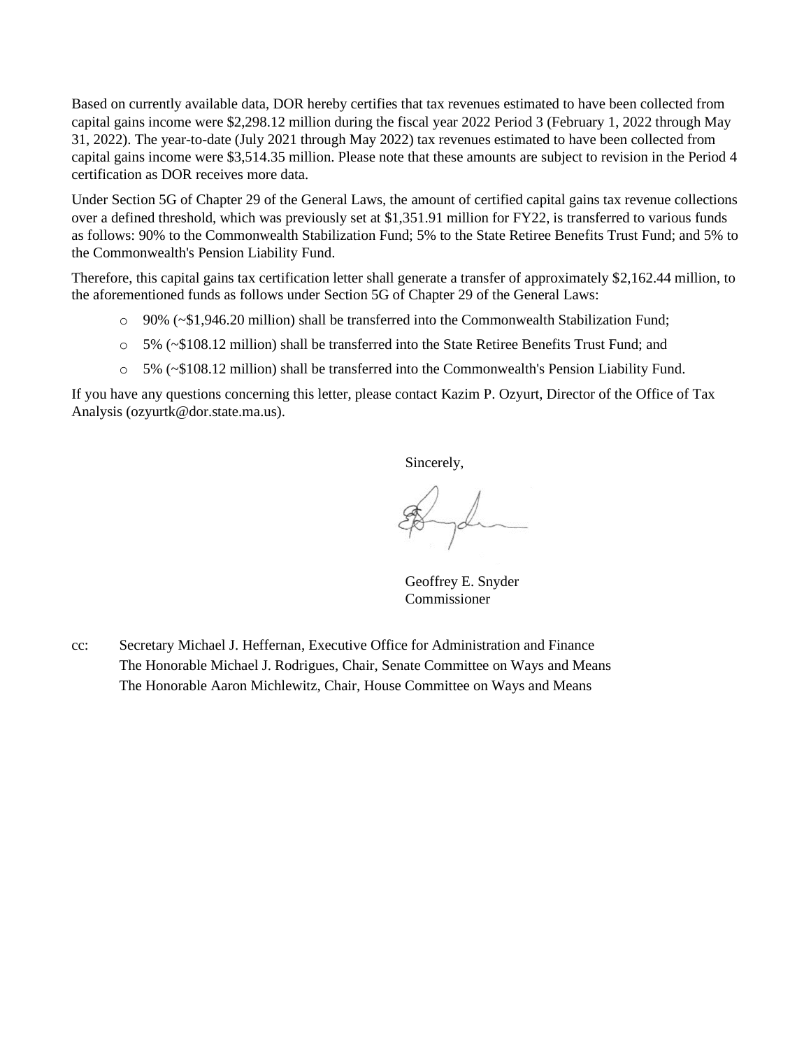Based on currently available data, DOR hereby certifies that tax revenues estimated to have been collected from capital gains income were $2,298.12 million during the fiscal year 2022 Period 3 (February 1, 2022 through May 31, 2022). The year-to-date (July 2021 through May 2022) tax revenues estimated to have been collected from capital gains income were $3,514.35 million. Please note that these amounts are subject to revision in the Period 4 certification as DOR receives more data.

Under Section 5G of Chapter 29 of the General Laws, the amount of certified capital gains tax revenue collections over a defined threshold, which was previously set at $1,351.91 million for FY22, is transferred to various funds as follows: 90% to the Commonwealth Stabilization Fund; 5% to the State Retiree Benefits Trust Fund; and 5% to the Commonwealth's Pension Liability Fund.

Therefore, this capital gains tax certification letter shall generate a transfer of approximately $2,162.44 million, to the aforementioned funds as follows under Section 5G of Chapter 29 of the General Laws:

- 90% (~$1,946.20 million) shall be transferred into the Commonwealth Stabilization Fund;
- 5% (~$108.12 million) shall be transferred into the State Retiree Benefits Trust Fund; and
- 5% (~$108.12 million) shall be transferred into the Commonwealth's Pension Liability Fund.

If you have any questions concerning this letter, please contact Kazim P. Ozyurt, Director of the Office of Tax Analysis (ozyurtk@dor.state.ma.us).

Sincerely,

Geoffrey E. Snyder
Commissioner

cc: Secretary Michael J. Heffernan, Executive Office for Administration and Finance
The Honorable Michael J. Rodrigues, Chair, Senate Committee on Ways and Means
The Honorable Aaron Michlewitz, Chair, House Committee on Ways and Means